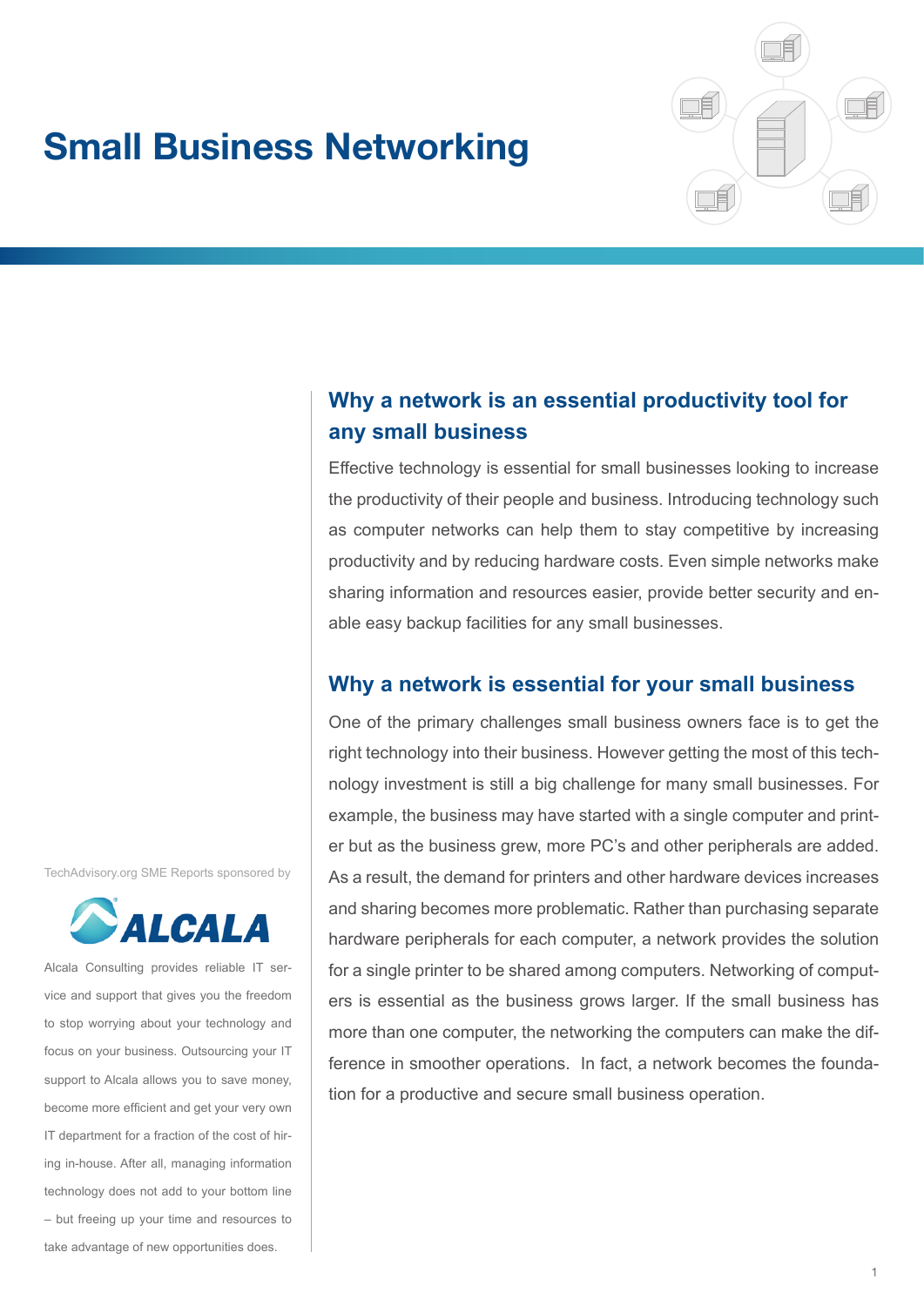# Small Business Networking

## Why a network is an essential productivity tool for any small business

Effective technology is essential for small businesses looking to increase the productivity of their people and business. Introducing technology such as computer networks can help them to stay competitive by increasing productivity and by reducing hardware costs. Even simple networks make sharing information and resources easier, provide better security and enable easy backup facilities for any small businesses.

## Why a network is essential for your small business

One of the primary challenges small business owners face is to get the right technology into their business. However getting the most of this technology investment is still a big challenge for many small businesses. For example, the business may have started with a single computer and printer but as the business grew, more PC's and other peripherals are added. As a result, the demand for printers and other hardware devices increases and sharing becomes more problematic. Rather than purchasing separate hardware peripherals for each computer, a network provides the solution for a single printer to be shared among computers. Networking of computers is essential as the business grows larger. If the small business has more than one computer, the networking the computers can make the difference in smoother operations. In fact, a network becomes the foundation for a productive and secure small business operation.

TechAdvisory.org SME Reports sponsored by

ALCALA

Alcala Consulting provides reliable IT service and support that gives you the freedom to stop worrying about your technology and focus on your business. Outsourcing your IT support to Alcala allows you to save money, become more efficient and get your very own IT department for a fraction of the cost of hiring in-house. After all, managing information technology does not add to your bottom line – but freeing up your time and resources to take advantage of new opportunities does.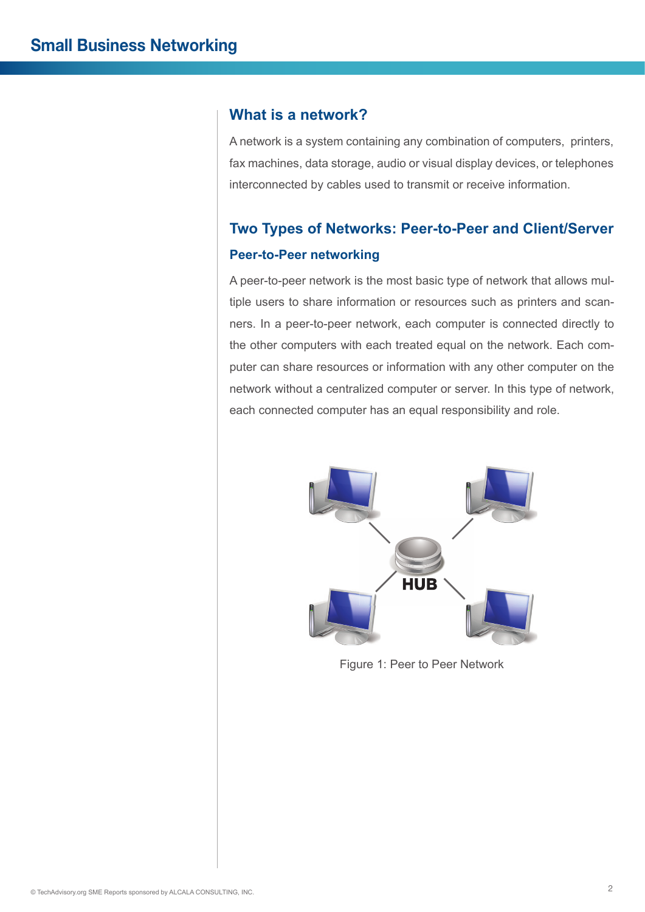## What is a network?

A network is a system containing any combination of computers, printers, fax machines, data storage, audio or visual display devices, or telephones interconnected by cables used to transmit or receive information.

## Two Types of Networks: Peer-to-Peer and Client/Server

### Peer-to-Peer networking

A peer-to-peer network is the most basic type of network that allows multiple users to share information or resources such as printers and scanners. In a peer-to-peer network, each computer is connected directly to the other computers with each treated equal on the network. Each computer can share resources or information with any other computer on the network without a centralized computer or server. In this type of network, each connected computer has an equal responsibility and role.

Figure 1: Peer to Peer Network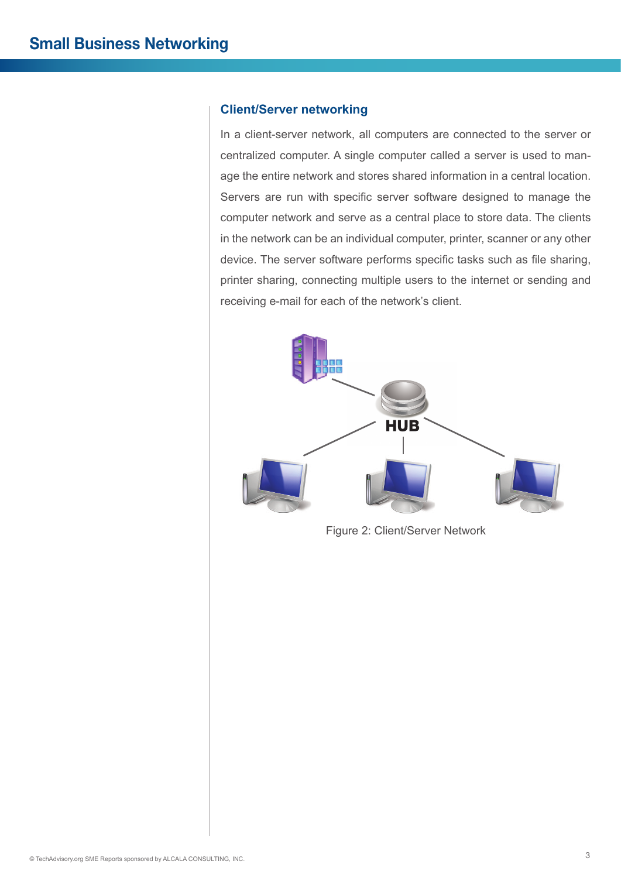## Client/Server networking

In a client-server network, all computers are connected to the server or centralized computer. A single computer called a server is used to manage the entire network and stores shared information in a central location. Servers are run with specific server software designed to manage the computer network and serve as a central place to store data. The clients in the network can be an individual computer, printer, scanner or any other device. The server software performs specific tasks such as file sharing, printer sharing, connecting multiple users to the internet or sending and receiving e-mail for each of the network's client.

Figure 2: Client/Server Network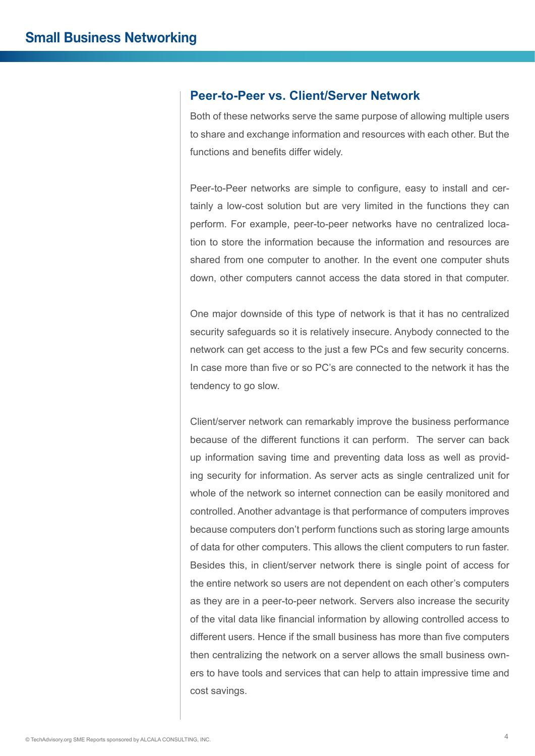## Peer-to-Peer vs. Client/Server Network

Both of these networks serve the same purpose of allowing multiple users to share and exchange information and resources with each other. But the functions and benefits differ widely.

Peer-to-Peer networks are simple to configure, easy to install and certainly a low-cost solution but are very limited in the functions they can perform. For example, peer-to-peer networks have no centralized location to store the information because the information and resources are shared from one computer to another. In the event one computer shuts down, other computers cannot access the data stored in that computer.

One major downside of this type of network is that it has no centralized security safeguards so it is relatively insecure. Anybody connected to the network can get access to the just a few PCs and few security concerns. In case more than five or so PC's are connected to the network it has the tendency to go slow.

Client/server network can remarkably improve the business performance because of the different functions it can perform. The server can back up information saving time and preventing data loss as well as providing security for information. As server acts as single centralized unit for whole of the network so internet connection can be easily monitored and controlled. Another advantage is that performance of computers improves because computers don't perform functions such as storing large amounts of data for other computers. This allows the client computers to run faster. Besides this, in client/server network there is single point of access for the entire network so users are not dependent on each other's computers as they are in a peer-to-peer network. Servers also increase the security of the vital data like financial information by allowing controlled access to different users. Hence if the small business has more than five computers then centralizing the network on a server allows the small business owners to have tools and services that can help to attain impressive time and cost savings.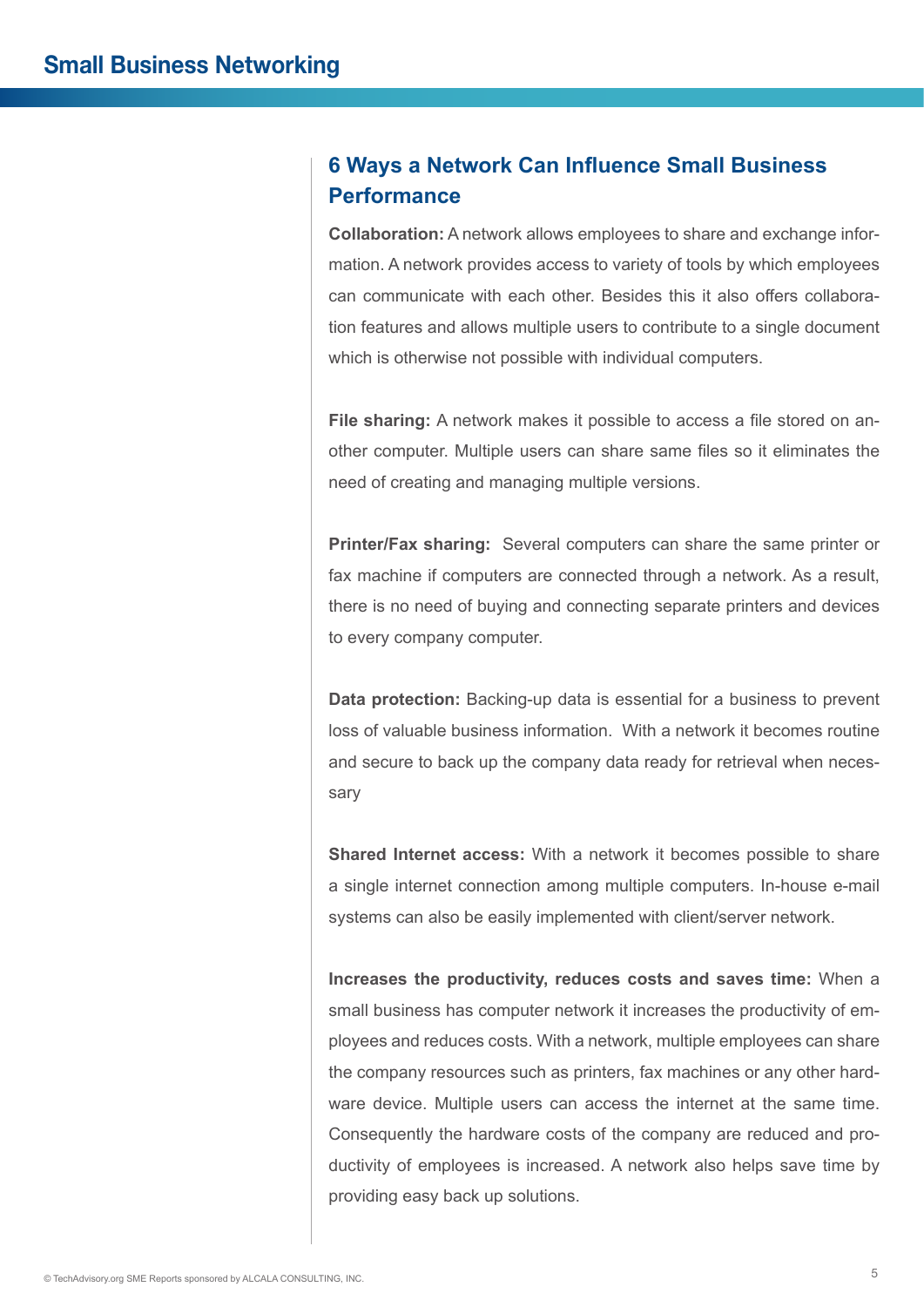## 6 Ways a Network Can Influence Small Business Performance

**Collaboration:** A network allows employees to share and exchange information. A network provides access to variety of tools by which employees can communicate with each other. Besides this it also offers collaboration features and allows multiple users to contribute to a single document which is otherwise not possible with individual computers.

**File sharing:** A network makes it possible to access a file stored on another computer. Multiple users can share same files so it eliminates the need of creating and managing multiple versions.

**Printer/Fax sharing:** Several computers can share the same printer or fax machine if computers are connected through a network. As a result, there is no need of buying and connecting separate printers and devices to every company computer.

**Data protection:** Backing-up data is essential for a business to prevent loss of valuable business information. With a network it becomes routine and secure to back up the company data ready for retrieval when necessary

**Shared Internet access:** With a network it becomes possible to share a single internet connection among multiple computers. In-house e-mail systems can also be easily implemented with client/server network.

**Increases the productivity, reduces costs and saves time:** When a small business has computer network it increases the productivity of employees and reduces costs. With a network, multiple employees can share the company resources such as printers, fax machines or any other hardware device. Multiple users can access the internet at the same time. Consequently the hardware costs of the company are reduced and productivity of employees is increased. A network also helps save time by providing easy back up solutions.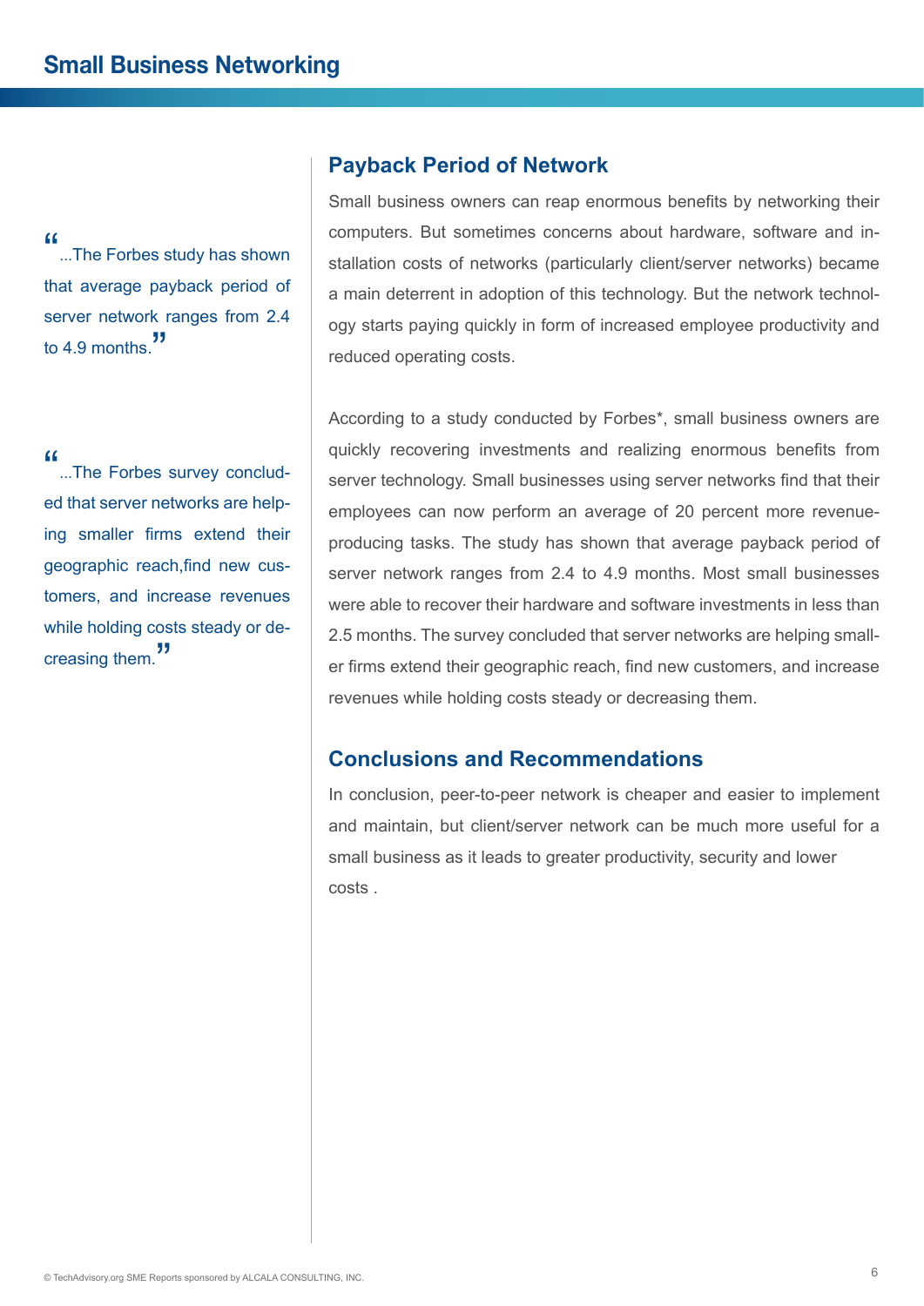> ...The Forbes study has shown that average payback period of server network ranges from 2.4 to 4.9 months.

> ...The Forbes survey concluded that server networks are helping smaller firms extend their geographic reach,find new customers, and increase revenues while holding costs steady or decreasing them.

## Payback Period of Network

Small business owners can reap enormous benefits by networking their computers. But sometimes concerns about hardware, software and installation costs of networks (particularly client/server networks) became a main deterrent in adoption of this technology. But the network technology starts paying quickly in form of increased employee productivity and reduced operating costs.

According to a study conducted by Forbes*, small business owners are quickly recovering investments and realizing enormous benefits from server technology. Small businesses using server networks find that their employees can now perform an average of 20 percent more revenue-producing tasks. The study has shown that average payback period of server network ranges from 2.4 to 4.9 months. Most small businesses were able to recover their hardware and software investments in less than 2.5 months. The survey concluded that server networks are helping smaller firms extend their geographic reach, find new customers, and increase revenues while holding costs steady or decreasing them.

## Conclusions and Recommendations

In conclusion, peer-to-peer network is cheaper and easier to implement and maintain, but client/server network can be much more useful for a small business as it leads to greater productivity, security and lower costs .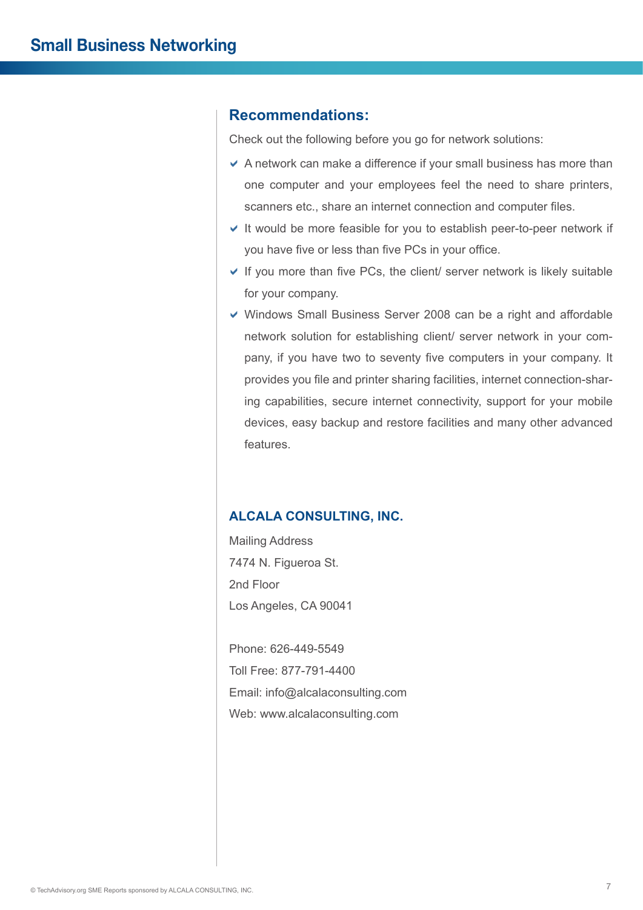## Recommendations:

Check out the following before you go for network solutions:

- A network can make a difference if your small business has more than one computer and your employees feel the need to share printers, scanners etc., share an internet connection and computer files.
- It would be more feasible for you to establish peer-to-peer network if you have five or less than five PCs in your office.
- If you more than five PCs, the client/ server network is likely suitable for your company.
- Windows Small Business Server 2008 can be a right and affordable network solution for establishing client/ server network in your company, if you have two to seventy five computers in your company. It provides you file and printer sharing facilities, internet connection-sharing capabilities, secure internet connectivity, support for your mobile devices, easy backup and restore facilities and many other advanced features.

### ALCALA CONSULTING, INC.

Mailing Address
7474 N. Figueroa St.
2nd Floor
Los Angeles, CA 90041

Phone: 626-449-5549
Toll Free: 877-791-4400
Email: info@alcalaconsulting.com
Web: www.alcalaconsulting.com